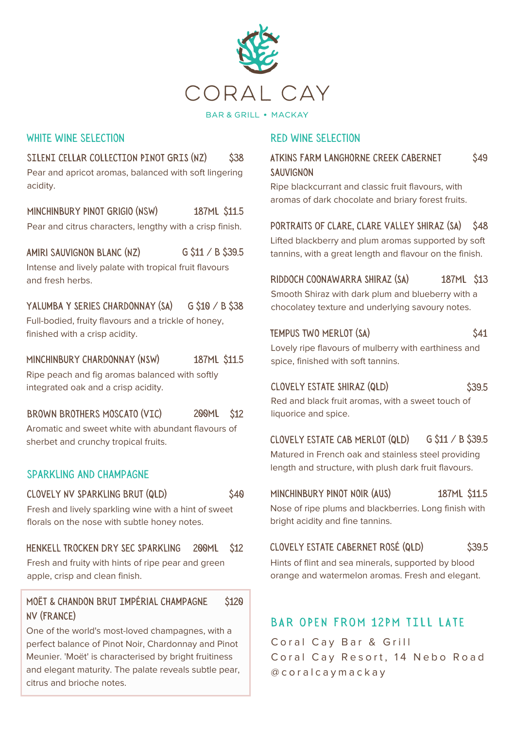# CORAL CAY

BAR & GRILL • MACKAY

## WHITE WINE SELECTION

**SILENI CELLAR COLLECTION PINOT GRIS (NZ)** — $38
Pear and apricot aromas, balanced with soft lingering acidity.

**MINCHINBURY PINOT GRIGIO (NSW)** — 187ML $11.5
Pear and citrus characters, lengthy with a crisp finish.

**AMIRI SAUVIGNON BLANC (NZ)** — G $11 / B $39.5
Intense and lively palate with tropical fruit flavours and fresh herbs.

**YALUMBA Y SERIES CHARDONNAY (SA)** — G $10 / B $38
Full-bodied, fruity flavours and a trickle of honey, finished with a crisp acidity.

**MINCHINBURY CHARDONNAY (NSW)** — 187ML $11.5
Ripe peach and fig aromas balanced with softly integrated oak and a crisp acidity.

**BROWN BROTHERS MOSCATO (VIC)** — 200ML $12
Aromatic and sweet white with abundant flavours of sherbet and crunchy tropical fruits.

## SPARKLING AND CHAMPAGNE

**CLOVELY NV SPARKLING BRUT (QLD)** — $40
Fresh and lively sparkling wine with a hint of sweet florals on the nose with subtle honey notes.

**HENKELL TROCKEN DRY SEC SPARKLING** — 200ML $12
Fresh and fruity with hints of ripe pear and green apple, crisp and clean finish.

**MOËT & CHANDON BRUT IMPÉRIAL CHAMPAGNE NV (FRANCE)** — $120
One of the world's most-loved champagnes, with a perfect balance of Pinot Noir, Chardonnay and Pinot Meunier. 'Moët' is characterised by bright fruitiness and elegant maturity. The palate reveals subtle pear, citrus and brioche notes.

## RED WINE SELECTION

**ATKINS FARM LANGHORNE CREEK CABERNET SAUVIGNON** — $49
Ripe blackcurrant and classic fruit flavours, with aromas of dark chocolate and briary forest fruits.

**PORTRAITS OF CLARE, CLARE VALLEY SHIRAZ (SA)** — $48
Lifted blackberry and plum aromas supported by soft tannins, with a great length and flavour on the finish.

**RIDDOCH COONAWARRA SHIRAZ (SA)** — 187ML $13
Smooth Shiraz with dark plum and blueberry with a chocolatey texture and underlying savoury notes.

**TEMPUS TWO MERLOT (SA)** — $41
Lovely ripe flavours of mulberry with earthiness and spice, finished with soft tannins.

**CLOVELY ESTATE SHIRAZ (QLD)** — $39.5
Red and black fruit aromas, with a sweet touch of liquorice and spice.

**CLOVELY ESTATE CAB MERLOT (QLD)** — G $11 / B $39.5
Matured in French oak and stainless steel providing length and structure, with plush dark fruit flavours.

**MINCHINBURY PINOT NOIR (AUS)** — 187ML $11.5
Nose of ripe plums and blackberries. Long finish with bright acidity and fine tannins.

**CLOVELY ESTATE CABERNET ROSÉ (QLD)** — $39.5
Hints of flint and sea minerals, supported by blood orange and watermelon aromas. Fresh and elegant.

## BAR OPEN FROM 12PM TILL LATE

Coral Cay Bar & Grill
Coral Cay Resort, 14 Nebo Road
@coralcaymackay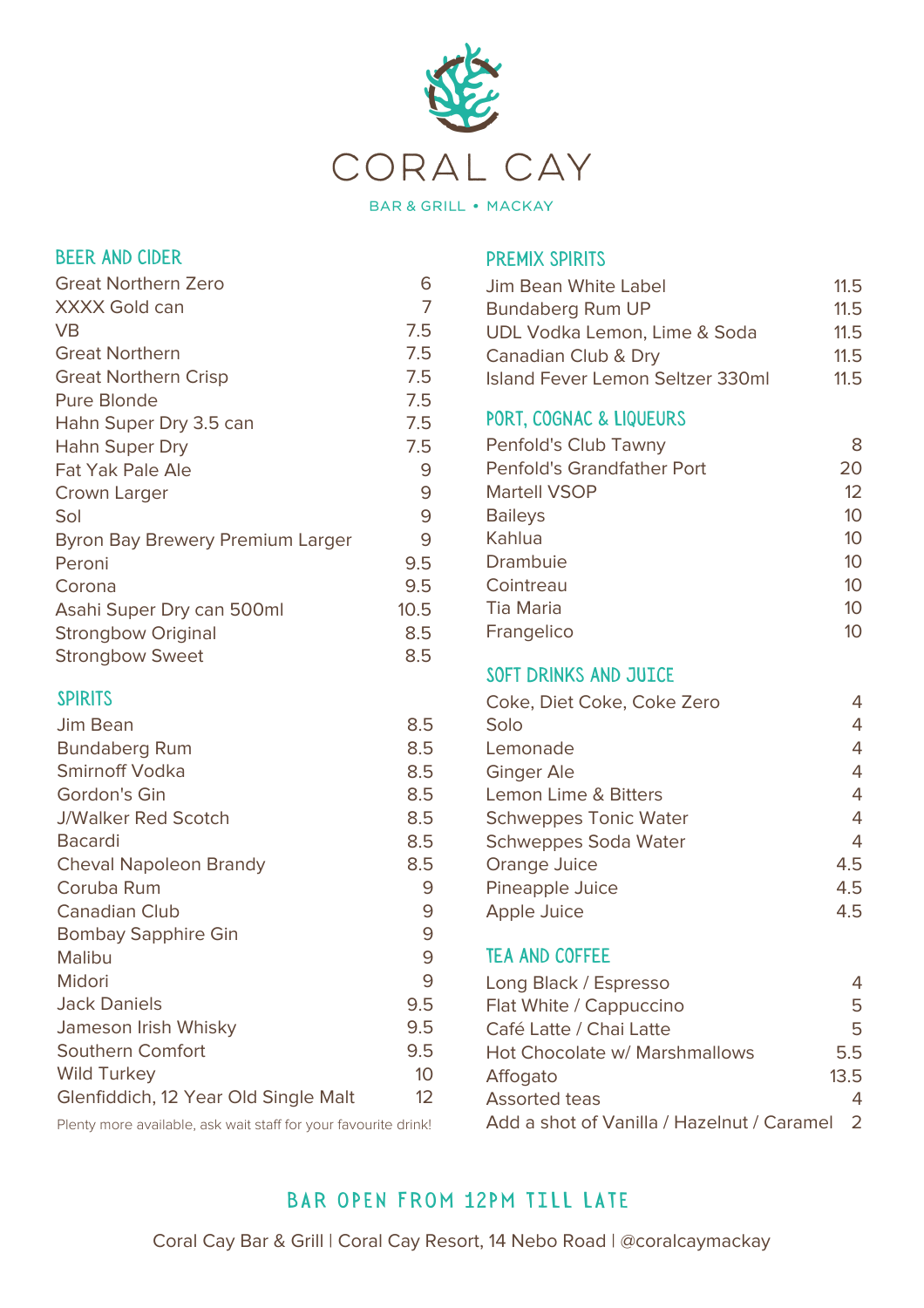# CORAL CAY

BAR & GRILL • MACKAY

## BEER AND CIDER

| | |
|---|---|
| Great Northern Zero | 6 |
| XXXX Gold can | 7 |
| VB | 7.5 |
| Great Northern | 7.5 |
| Great Northern Crisp | 7.5 |
| Pure Blonde | 7.5 |
| Hahn Super Dry 3.5 can | 7.5 |
| Hahn Super Dry | 7.5 |
| Fat Yak Pale Ale | 9 |
| Crown Larger | 9 |
| Sol | 9 |
| Byron Bay Brewery Premium Larger | 9 |
| Peroni | 9.5 |
| Corona | 9.5 |
| Asahi Super Dry can 500ml | 10.5 |
| Strongbow Original | 8.5 |
| Strongbow Sweet | 8.5 |

## SPIRITS

| | |
|---|---|
| Jim Bean | 8.5 |
| Bundaberg Rum | 8.5 |
| Smirnoff Vodka | 8.5 |
| Gordon's Gin | 8.5 |
| J/Walker Red Scotch | 8.5 |
| Bacardi | 8.5 |
| Cheval Napoleon Brandy | 8.5 |
| Coruba Rum | 9 |
| Canadian Club | 9 |
| Bombay Sapphire Gin | 9 |
| Malibu | 9 |
| Midori | 9 |
| Jack Daniels | 9.5 |
| Jameson Irish Whisky | 9.5 |
| Southern Comfort | 9.5 |
| Wild Turkey | 10 |
| Glenfiddich, 12 Year Old Single Malt | 12 |

Plenty more available, ask wait staff for your favourite drink!

## PREMIX SPIRITS

| | |
|---|---|
| Jim Bean White Label | 11.5 |
| Bundaberg Rum UP | 11.5 |
| UDL Vodka Lemon, Lime & Soda | 11.5 |
| Canadian Club & Dry | 11.5 |
| Island Fever Lemon Seltzer 330ml | 11.5 |

## PORT, COGNAC & LIQUEURS

| | |
|---|---|
| Penfold's Club Tawny | 8 |
| Penfold's Grandfather Port | 20 |
| Martell VSOP | 12 |
| Baileys | 10 |
| Kahlua | 10 |
| Drambuie | 10 |
| Cointreau | 10 |
| Tia Maria | 10 |
| Frangelico | 10 |

## SOFT DRINKS AND JUICE

| | |
|---|---|
| Coke, Diet Coke, Coke Zero | 4 |
| Solo | 4 |
| Lemonade | 4 |
| Ginger Ale | 4 |
| Lemon Lime & Bitters | 4 |
| Schweppes Tonic Water | 4 |
| Schweppes Soda Water | 4 |
| Orange Juice | 4.5 |
| Pineapple Juice | 4.5 |
| Apple Juice | 4.5 |

## TEA AND COFFEE

| | |
|---|---|
| Long Black / Espresso | 4 |
| Flat White / Cappuccino | 5 |
| Café Latte / Chai Latte | 5 |
| Hot Chocolate w/ Marshmallows | 5.5 |
| Affogato | 13.5 |
| Assorted teas | 4 |
| Add a shot of Vanilla / Hazelnut / Caramel | 2 |

## BAR OPEN FROM 12PM TILL LATE

Coral Cay Bar & Grill | Coral Cay Resort, 14 Nebo Road | @coralcaymackay